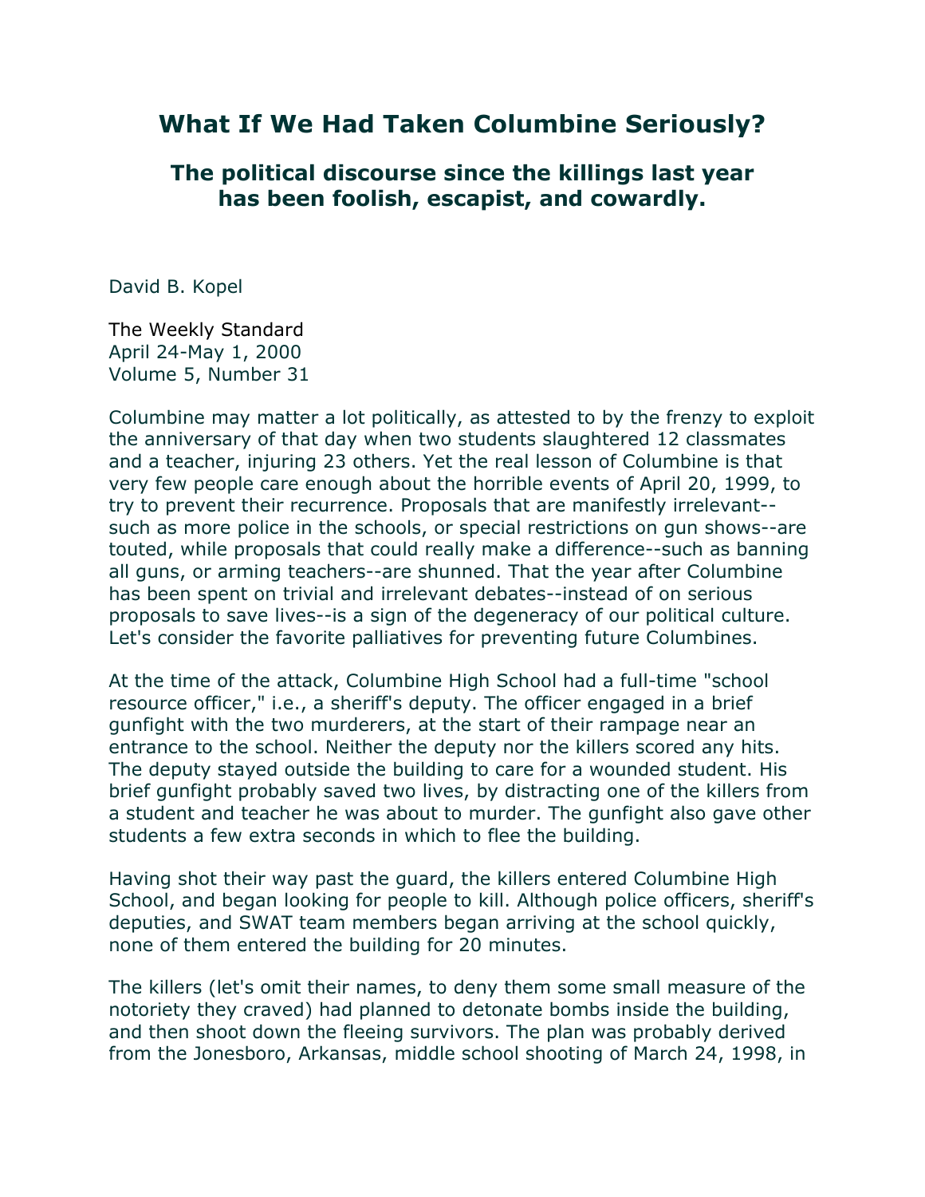# What If We Had Taken Columbine Seriously?

## The political discourse since the killings last year has been foolish, escapist, and cowardly.

David B. Kopel

The Weekly Standard
April 24-May 1, 2000
Volume 5, Number 31

Columbine may matter a lot politically, as attested to by the frenzy to exploit the anniversary of that day when two students slaughtered 12 classmates and a teacher, injuring 23 others. Yet the real lesson of Columbine is that very few people care enough about the horrible events of April 20, 1999, to try to prevent their recurrence. Proposals that are manifestly irrelevant--such as more police in the schools, or special restrictions on gun shows--are touted, while proposals that could really make a difference--such as banning all guns, or arming teachers--are shunned. That the year after Columbine has been spent on trivial and irrelevant debates--instead of on serious proposals to save lives--is a sign of the degeneracy of our political culture. Let's consider the favorite palliatives for preventing future Columbines.

At the time of the attack, Columbine High School had a full-time "school resource officer," i.e., a sheriff's deputy. The officer engaged in a brief gunfight with the two murderers, at the start of their rampage near an entrance to the school. Neither the deputy nor the killers scored any hits. The deputy stayed outside the building to care for a wounded student. His brief gunfight probably saved two lives, by distracting one of the killers from a student and teacher he was about to murder. The gunfight also gave other students a few extra seconds in which to flee the building.

Having shot their way past the guard, the killers entered Columbine High School, and began looking for people to kill. Although police officers, sheriff's deputies, and SWAT team members began arriving at the school quickly, none of them entered the building for 20 minutes.

The killers (let's omit their names, to deny them some small measure of the notoriety they craved) had planned to detonate bombs inside the building, and then shoot down the fleeing survivors. The plan was probably derived from the Jonesboro, Arkansas, middle school shooting of March 24, 1998, in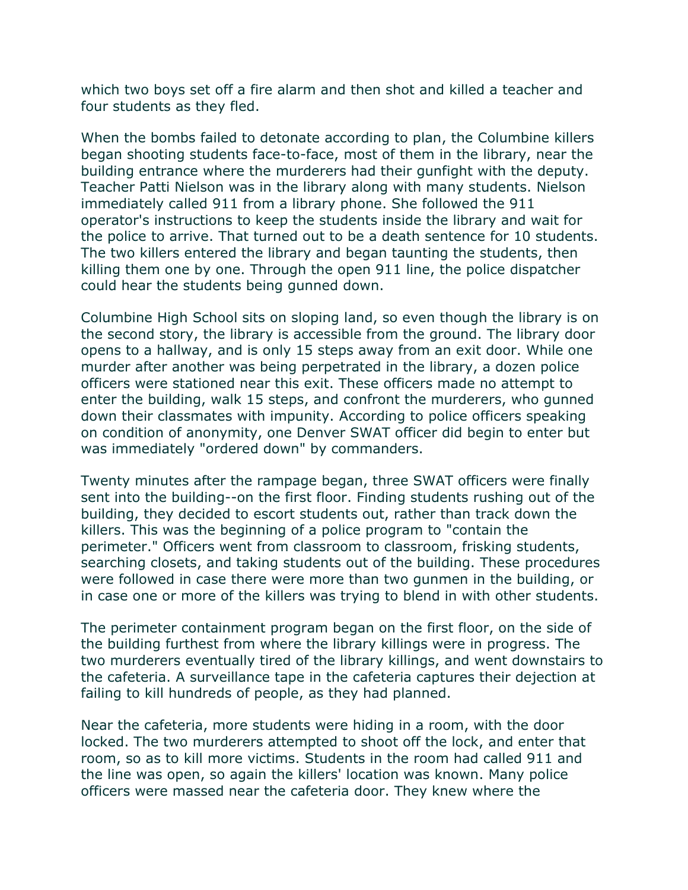which two boys set off a fire alarm and then shot and killed a teacher and four students as they fled.

When the bombs failed to detonate according to plan, the Columbine killers began shooting students face-to-face, most of them in the library, near the building entrance where the murderers had their gunfight with the deputy. Teacher Patti Nielson was in the library along with many students. Nielson immediately called 911 from a library phone. She followed the 911 operator's instructions to keep the students inside the library and wait for the police to arrive. That turned out to be a death sentence for 10 students. The two killers entered the library and began taunting the students, then killing them one by one. Through the open 911 line, the police dispatcher could hear the students being gunned down.

Columbine High School sits on sloping land, so even though the library is on the second story, the library is accessible from the ground. The library door opens to a hallway, and is only 15 steps away from an exit door. While one murder after another was being perpetrated in the library, a dozen police officers were stationed near this exit. These officers made no attempt to enter the building, walk 15 steps, and confront the murderers, who gunned down their classmates with impunity. According to police officers speaking on condition of anonymity, one Denver SWAT officer did begin to enter but was immediately "ordered down" by commanders.

Twenty minutes after the rampage began, three SWAT officers were finally sent into the building--on the first floor. Finding students rushing out of the building, they decided to escort students out, rather than track down the killers. This was the beginning of a police program to "contain the perimeter." Officers went from classroom to classroom, frisking students, searching closets, and taking students out of the building. These procedures were followed in case there were more than two gunmen in the building, or in case one or more of the killers was trying to blend in with other students.

The perimeter containment program began on the first floor, on the side of the building furthest from where the library killings were in progress. The two murderers eventually tired of the library killings, and went downstairs to the cafeteria. A surveillance tape in the cafeteria captures their dejection at failing to kill hundreds of people, as they had planned.

Near the cafeteria, more students were hiding in a room, with the door locked. The two murderers attempted to shoot off the lock, and enter that room, so as to kill more victims. Students in the room had called 911 and the line was open, so again the killers' location was known. Many police officers were massed near the cafeteria door. They knew where the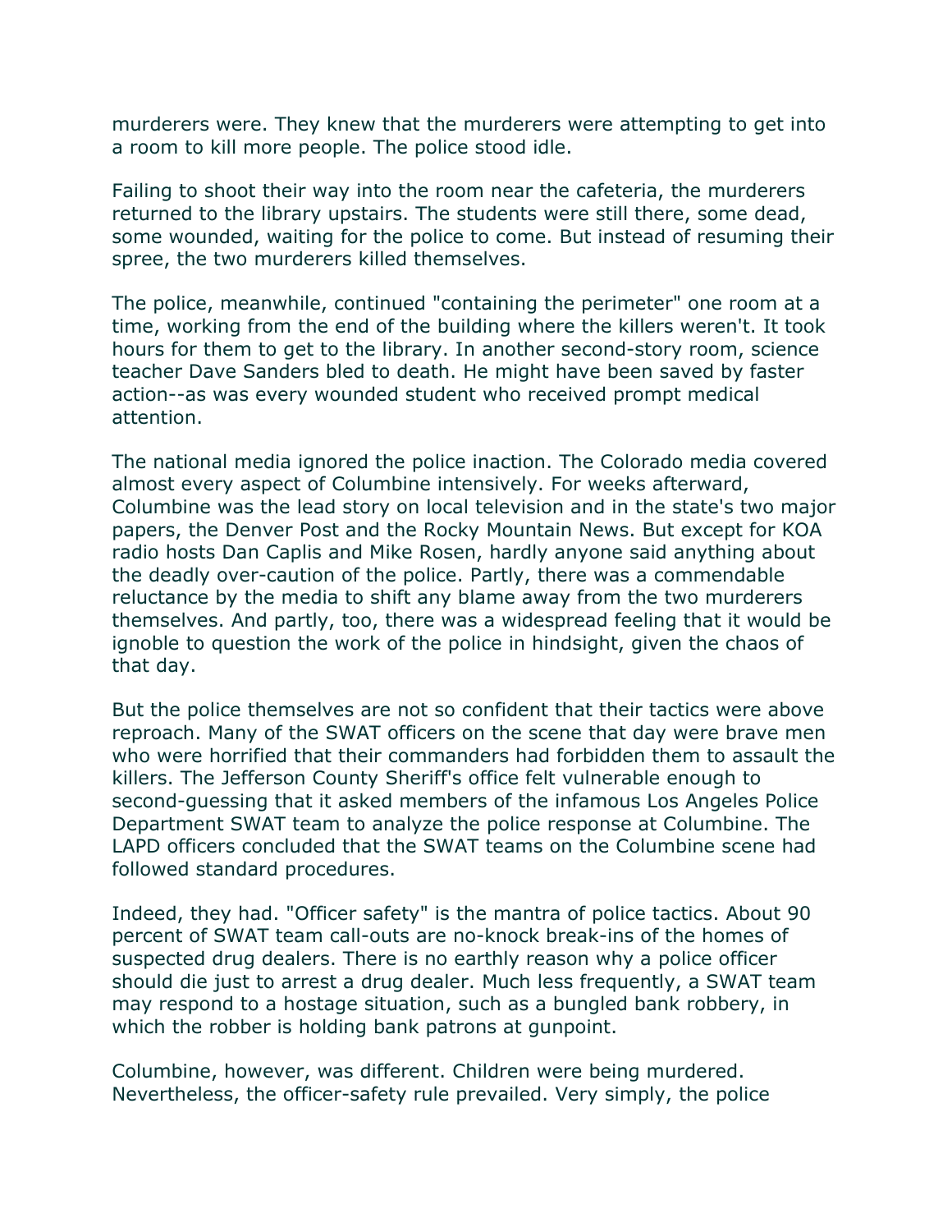murderers were. They knew that the murderers were attempting to get into a room to kill more people. The police stood idle.

Failing to shoot their way into the room near the cafeteria, the murderers returned to the library upstairs. The students were still there, some dead, some wounded, waiting for the police to come. But instead of resuming their spree, the two murderers killed themselves.

The police, meanwhile, continued "containing the perimeter" one room at a time, working from the end of the building where the killers weren't. It took hours for them to get to the library. In another second-story room, science teacher Dave Sanders bled to death. He might have been saved by faster action--as was every wounded student who received prompt medical attention.

The national media ignored the police inaction. The Colorado media covered almost every aspect of Columbine intensively. For weeks afterward, Columbine was the lead story on local television and in the state's two major papers, the Denver Post and the Rocky Mountain News. But except for KOA radio hosts Dan Caplis and Mike Rosen, hardly anyone said anything about the deadly over-caution of the police. Partly, there was a commendable reluctance by the media to shift any blame away from the two murderers themselves. And partly, too, there was a widespread feeling that it would be ignoble to question the work of the police in hindsight, given the chaos of that day.

But the police themselves are not so confident that their tactics were above reproach. Many of the SWAT officers on the scene that day were brave men who were horrified that their commanders had forbidden them to assault the killers. The Jefferson County Sheriff's office felt vulnerable enough to second-guessing that it asked members of the infamous Los Angeles Police Department SWAT team to analyze the police response at Columbine. The LAPD officers concluded that the SWAT teams on the Columbine scene had followed standard procedures.

Indeed, they had. "Officer safety" is the mantra of police tactics. About 90 percent of SWAT team call-outs are no-knock break-ins of the homes of suspected drug dealers. There is no earthly reason why a police officer should die just to arrest a drug dealer. Much less frequently, a SWAT team may respond to a hostage situation, such as a bungled bank robbery, in which the robber is holding bank patrons at gunpoint.

Columbine, however, was different. Children were being murdered. Nevertheless, the officer-safety rule prevailed. Very simply, the police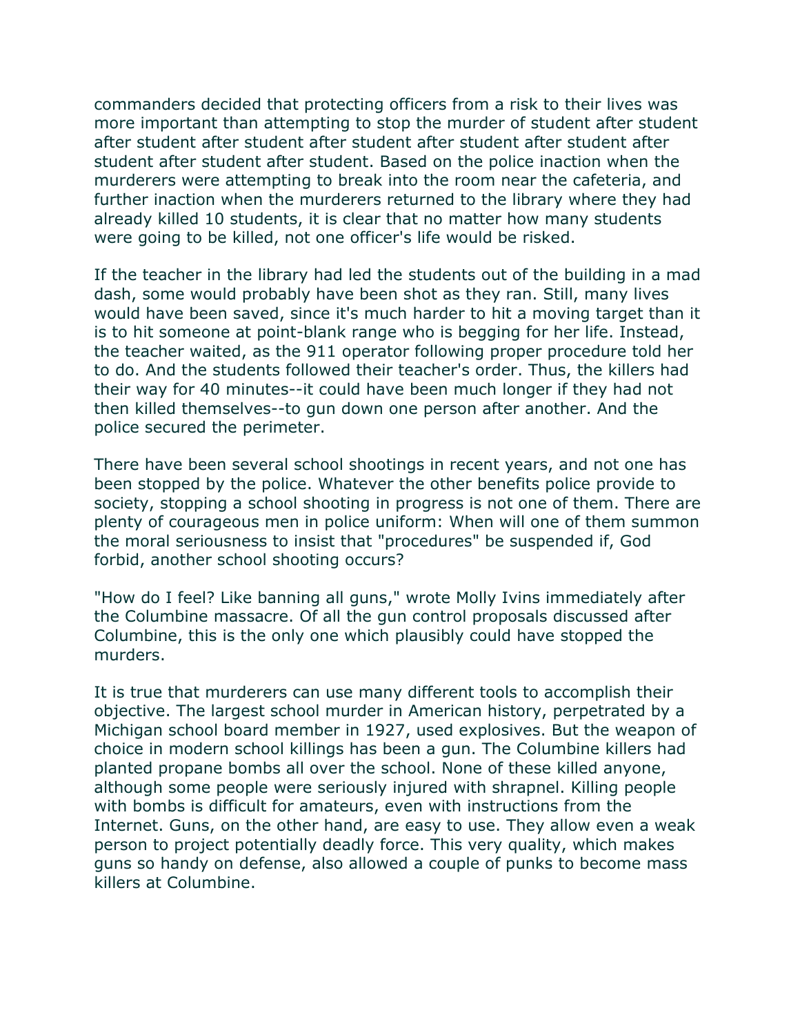commanders decided that protecting officers from a risk to their lives was more important than attempting to stop the murder of student after student after student after student after student after student after student after student after student after student. Based on the police inaction when the murderers were attempting to break into the room near the cafeteria, and further inaction when the murderers returned to the library where they had already killed 10 students, it is clear that no matter how many students were going to be killed, not one officer's life would be risked.

If the teacher in the library had led the students out of the building in a mad dash, some would probably have been shot as they ran. Still, many lives would have been saved, since it's much harder to hit a moving target than it is to hit someone at point-blank range who is begging for her life. Instead, the teacher waited, as the 911 operator following proper procedure told her to do. And the students followed their teacher's order. Thus, the killers had their way for 40 minutes--it could have been much longer if they had not then killed themselves--to gun down one person after another. And the police secured the perimeter.

There have been several school shootings in recent years, and not one has been stopped by the police. Whatever the other benefits police provide to society, stopping a school shooting in progress is not one of them. There are plenty of courageous men in police uniform: When will one of them summon the moral seriousness to insist that "procedures" be suspended if, God forbid, another school shooting occurs?

"How do I feel? Like banning all guns," wrote Molly Ivins immediately after the Columbine massacre. Of all the gun control proposals discussed after Columbine, this is the only one which plausibly could have stopped the murders.

It is true that murderers can use many different tools to accomplish their objective. The largest school murder in American history, perpetrated by a Michigan school board member in 1927, used explosives. But the weapon of choice in modern school killings has been a gun. The Columbine killers had planted propane bombs all over the school. None of these killed anyone, although some people were seriously injured with shrapnel. Killing people with bombs is difficult for amateurs, even with instructions from the Internet. Guns, on the other hand, are easy to use. They allow even a weak person to project potentially deadly force. This very quality, which makes guns so handy on defense, also allowed a couple of punks to become mass killers at Columbine.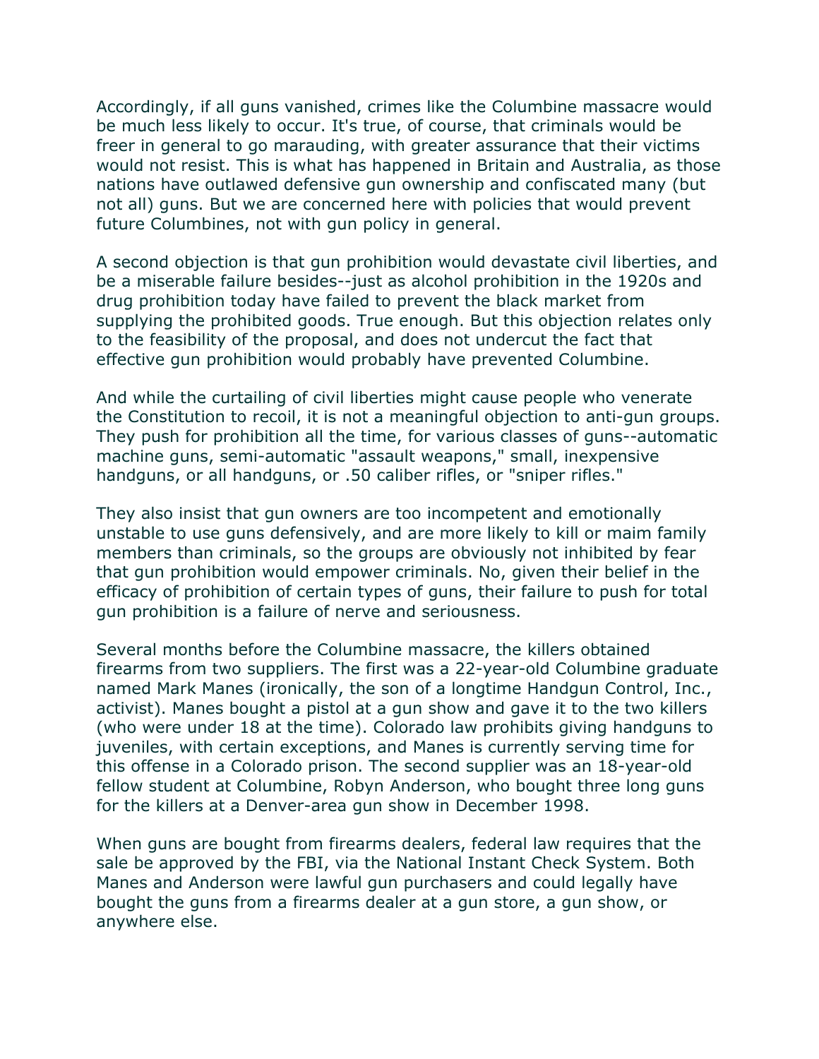Accordingly, if all guns vanished, crimes like the Columbine massacre would be much less likely to occur. It's true, of course, that criminals would be freer in general to go marauding, with greater assurance that their victims would not resist. This is what has happened in Britain and Australia, as those nations have outlawed defensive gun ownership and confiscated many (but not all) guns. But we are concerned here with policies that would prevent future Columbines, not with gun policy in general.

A second objection is that gun prohibition would devastate civil liberties, and be a miserable failure besides--just as alcohol prohibition in the 1920s and drug prohibition today have failed to prevent the black market from supplying the prohibited goods. True enough. But this objection relates only to the feasibility of the proposal, and does not undercut the fact that effective gun prohibition would probably have prevented Columbine.

And while the curtailing of civil liberties might cause people who venerate the Constitution to recoil, it is not a meaningful objection to anti-gun groups. They push for prohibition all the time, for various classes of guns--automatic machine guns, semi-automatic "assault weapons," small, inexpensive handguns, or all handguns, or .50 caliber rifles, or "sniper rifles."

They also insist that gun owners are too incompetent and emotionally unstable to use guns defensively, and are more likely to kill or maim family members than criminals, so the groups are obviously not inhibited by fear that gun prohibition would empower criminals. No, given their belief in the efficacy of prohibition of certain types of guns, their failure to push for total gun prohibition is a failure of nerve and seriousness.

Several months before the Columbine massacre, the killers obtained firearms from two suppliers. The first was a 22-year-old Columbine graduate named Mark Manes (ironically, the son of a longtime Handgun Control, Inc., activist). Manes bought a pistol at a gun show and gave it to the two killers (who were under 18 at the time). Colorado law prohibits giving handguns to juveniles, with certain exceptions, and Manes is currently serving time for this offense in a Colorado prison. The second supplier was an 18-year-old fellow student at Columbine, Robyn Anderson, who bought three long guns for the killers at a Denver-area gun show in December 1998.

When guns are bought from firearms dealers, federal law requires that the sale be approved by the FBI, via the National Instant Check System. Both Manes and Anderson were lawful gun purchasers and could legally have bought the guns from a firearms dealer at a gun store, a gun show, or anywhere else.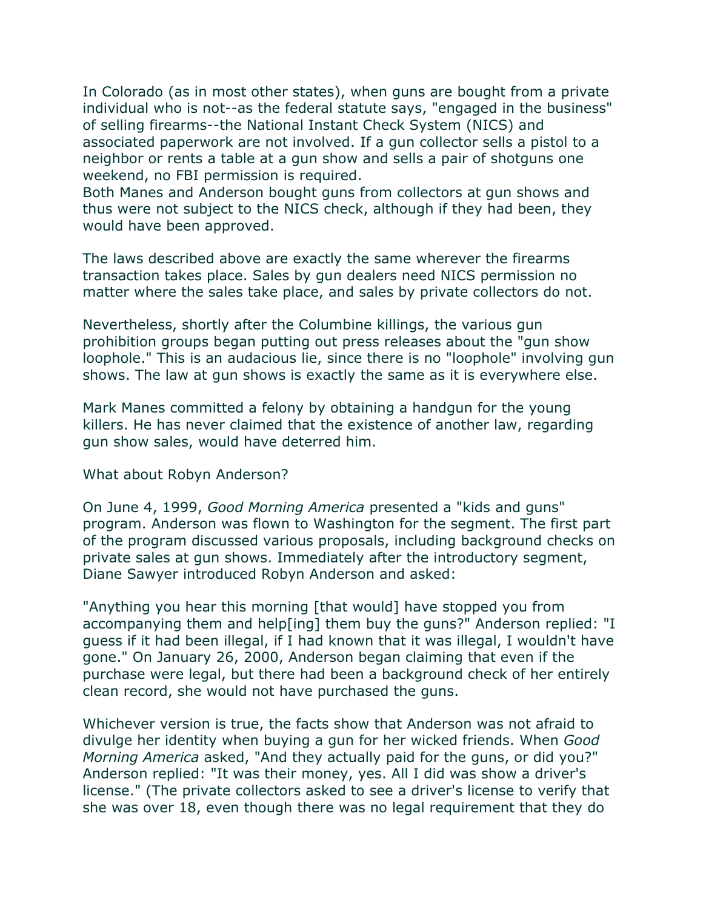In Colorado (as in most other states), when guns are bought from a private individual who is not--as the federal statute says, "engaged in the business" of selling firearms--the National Instant Check System (NICS) and associated paperwork are not involved. If a gun collector sells a pistol to a neighbor or rents a table at a gun show and sells a pair of shotguns one weekend, no FBI permission is required.
Both Manes and Anderson bought guns from collectors at gun shows and thus were not subject to the NICS check, although if they had been, they would have been approved.

The laws described above are exactly the same wherever the firearms transaction takes place. Sales by gun dealers need NICS permission no matter where the sales take place, and sales by private collectors do not.

Nevertheless, shortly after the Columbine killings, the various gun prohibition groups began putting out press releases about the "gun show loophole." This is an audacious lie, since there is no "loophole" involving gun shows. The law at gun shows is exactly the same as it is everywhere else.

Mark Manes committed a felony by obtaining a handgun for the young killers. He has never claimed that the existence of another law, regarding gun show sales, would have deterred him.

What about Robyn Anderson?

On June 4, 1999, *Good Morning America* presented a "kids and guns" program. Anderson was flown to Washington for the segment. The first part of the program discussed various proposals, including background checks on private sales at gun shows. Immediately after the introductory segment, Diane Sawyer introduced Robyn Anderson and asked:

"Anything you hear this morning [that would] have stopped you from accompanying them and help[ing] them buy the guns?" Anderson replied: "I guess if it had been illegal, if I had known that it was illegal, I wouldn't have gone." On January 26, 2000, Anderson began claiming that even if the purchase were legal, but there had been a background check of her entirely clean record, she would not have purchased the guns.

Whichever version is true, the facts show that Anderson was not afraid to divulge her identity when buying a gun for her wicked friends. When *Good Morning America* asked, "And they actually paid for the guns, or did you?" Anderson replied: "It was their money, yes. All I did was show a driver's license." (The private collectors asked to see a driver's license to verify that she was over 18, even though there was no legal requirement that they do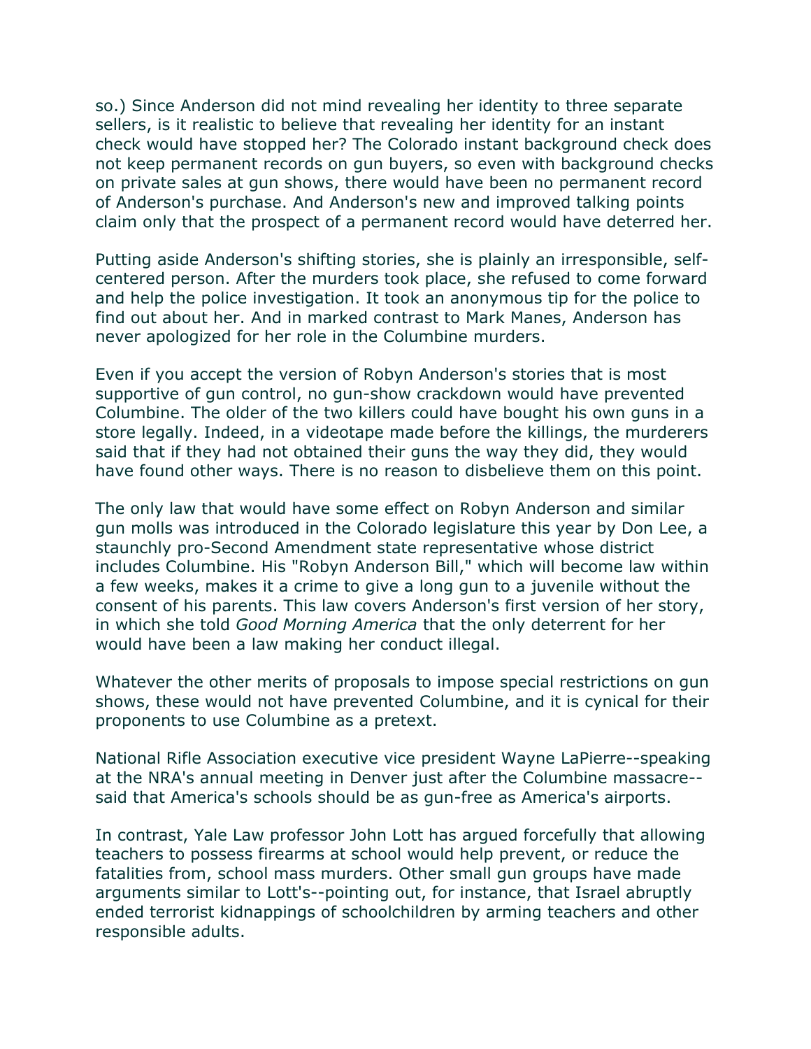so.) Since Anderson did not mind revealing her identity to three separate sellers, is it realistic to believe that revealing her identity for an instant check would have stopped her? The Colorado instant background check does not keep permanent records on gun buyers, so even with background checks on private sales at gun shows, there would have been no permanent record of Anderson's purchase. And Anderson's new and improved talking points claim only that the prospect of a permanent record would have deterred her.

Putting aside Anderson's shifting stories, she is plainly an irresponsible, self-centered person. After the murders took place, she refused to come forward and help the police investigation. It took an anonymous tip for the police to find out about her. And in marked contrast to Mark Manes, Anderson has never apologized for her role in the Columbine murders.

Even if you accept the version of Robyn Anderson's stories that is most supportive of gun control, no gun-show crackdown would have prevented Columbine. The older of the two killers could have bought his own guns in a store legally. Indeed, in a videotape made before the killings, the murderers said that if they had not obtained their guns the way they did, they would have found other ways. There is no reason to disbelieve them on this point.

The only law that would have some effect on Robyn Anderson and similar gun molls was introduced in the Colorado legislature this year by Don Lee, a staunchly pro-Second Amendment state representative whose district includes Columbine. His "Robyn Anderson Bill," which will become law within a few weeks, makes it a crime to give a long gun to a juvenile without the consent of his parents. This law covers Anderson's first version of her story, in which she told *Good Morning America* that the only deterrent for her would have been a law making her conduct illegal.

Whatever the other merits of proposals to impose special restrictions on gun shows, these would not have prevented Columbine, and it is cynical for their proponents to use Columbine as a pretext.

National Rifle Association executive vice president Wayne LaPierre--speaking at the NRA's annual meeting in Denver just after the Columbine massacre--said that America's schools should be as gun-free as America's airports.

In contrast, Yale Law professor John Lott has argued forcefully that allowing teachers to possess firearms at school would help prevent, or reduce the fatalities from, school mass murders. Other small gun groups have made arguments similar to Lott's--pointing out, for instance, that Israel abruptly ended terrorist kidnappings of schoolchildren by arming teachers and other responsible adults.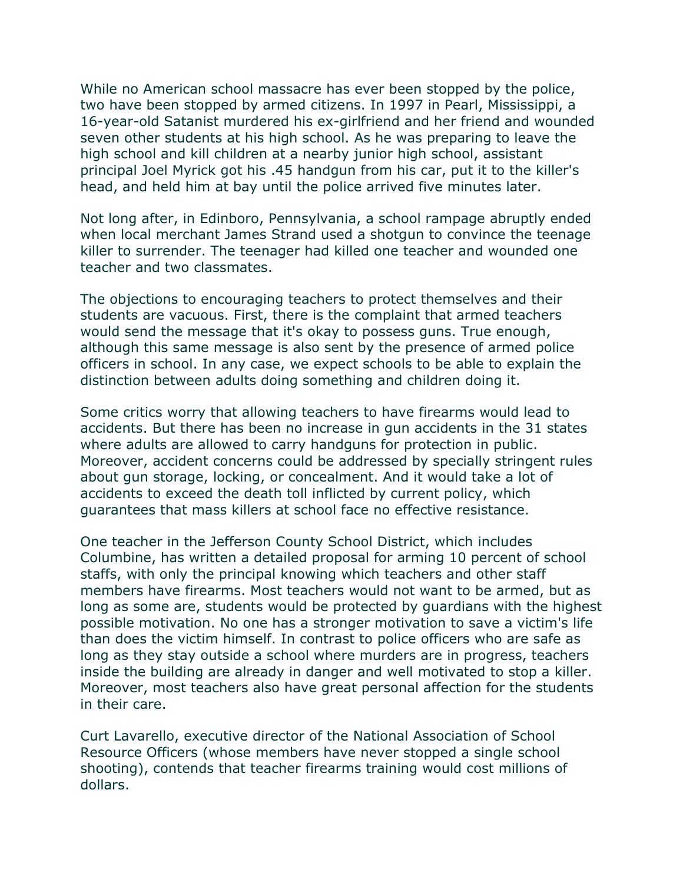While no American school massacre has ever been stopped by the police, two have been stopped by armed citizens. In 1997 in Pearl, Mississippi, a 16-year-old Satanist murdered his ex-girlfriend and her friend and wounded seven other students at his high school. As he was preparing to leave the high school and kill children at a nearby junior high school, assistant principal Joel Myrick got his .45 handgun from his car, put it to the killer's head, and held him at bay until the police arrived five minutes later.

Not long after, in Edinboro, Pennsylvania, a school rampage abruptly ended when local merchant James Strand used a shotgun to convince the teenage killer to surrender. The teenager had killed one teacher and wounded one teacher and two classmates.

The objections to encouraging teachers to protect themselves and their students are vacuous. First, there is the complaint that armed teachers would send the message that it's okay to possess guns. True enough, although this same message is also sent by the presence of armed police officers in school. In any case, we expect schools to be able to explain the distinction between adults doing something and children doing it.

Some critics worry that allowing teachers to have firearms would lead to accidents. But there has been no increase in gun accidents in the 31 states where adults are allowed to carry handguns for protection in public. Moreover, accident concerns could be addressed by specially stringent rules about gun storage, locking, or concealment. And it would take a lot of accidents to exceed the death toll inflicted by current policy, which guarantees that mass killers at school face no effective resistance.

One teacher in the Jefferson County School District, which includes Columbine, has written a detailed proposal for arming 10 percent of school staffs, with only the principal knowing which teachers and other staff members have firearms. Most teachers would not want to be armed, but as long as some are, students would be protected by guardians with the highest possible motivation. No one has a stronger motivation to save a victim's life than does the victim himself. In contrast to police officers who are safe as long as they stay outside a school where murders are in progress, teachers inside the building are already in danger and well motivated to stop a killer. Moreover, most teachers also have great personal affection for the students in their care.

Curt Lavarello, executive director of the National Association of School Resource Officers (whose members have never stopped a single school shooting), contends that teacher firearms training would cost millions of dollars.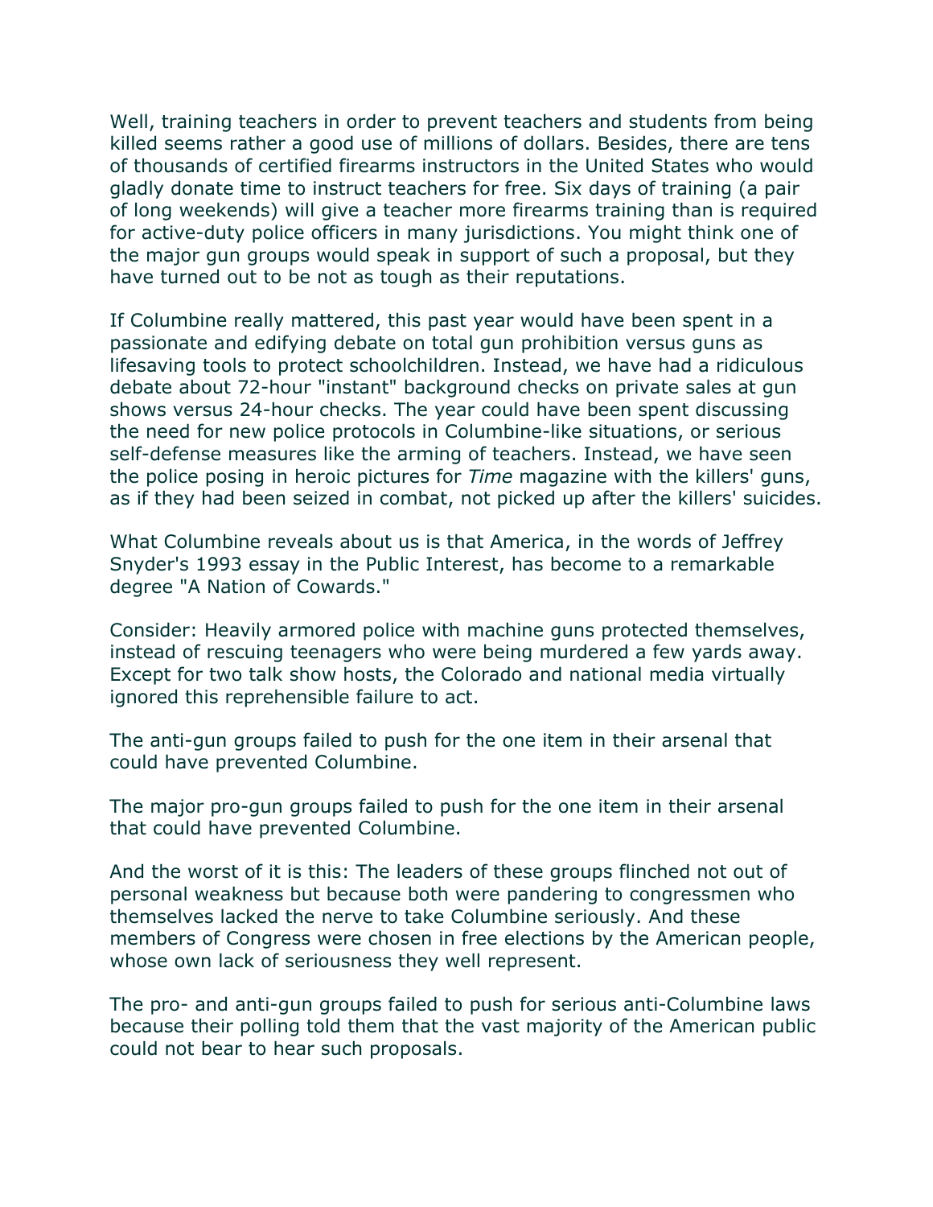Well, training teachers in order to prevent teachers and students from being killed seems rather a good use of millions of dollars. Besides, there are tens of thousands of certified firearms instructors in the United States who would gladly donate time to instruct teachers for free. Six days of training (a pair of long weekends) will give a teacher more firearms training than is required for active-duty police officers in many jurisdictions. You might think one of the major gun groups would speak in support of such a proposal, but they have turned out to be not as tough as their reputations.

If Columbine really mattered, this past year would have been spent in a passionate and edifying debate on total gun prohibition versus guns as lifesaving tools to protect schoolchildren. Instead, we have had a ridiculous debate about 72-hour "instant" background checks on private sales at gun shows versus 24-hour checks. The year could have been spent discussing the need for new police protocols in Columbine-like situations, or serious self-defense measures like the arming of teachers. Instead, we have seen the police posing in heroic pictures for *Time* magazine with the killers' guns, as if they had been seized in combat, not picked up after the killers' suicides.

What Columbine reveals about us is that America, in the words of Jeffrey Snyder's 1993 essay in the Public Interest, has become to a remarkable degree "A Nation of Cowards."

Consider: Heavily armored police with machine guns protected themselves, instead of rescuing teenagers who were being murdered a few yards away. Except for two talk show hosts, the Colorado and national media virtually ignored this reprehensible failure to act.

The anti-gun groups failed to push for the one item in their arsenal that could have prevented Columbine.

The major pro-gun groups failed to push for the one item in their arsenal that could have prevented Columbine.

And the worst of it is this: The leaders of these groups flinched not out of personal weakness but because both were pandering to congressmen who themselves lacked the nerve to take Columbine seriously. And these members of Congress were chosen in free elections by the American people, whose own lack of seriousness they well represent.

The pro- and anti-gun groups failed to push for serious anti-Columbine laws because their polling told them that the vast majority of the American public could not bear to hear such proposals.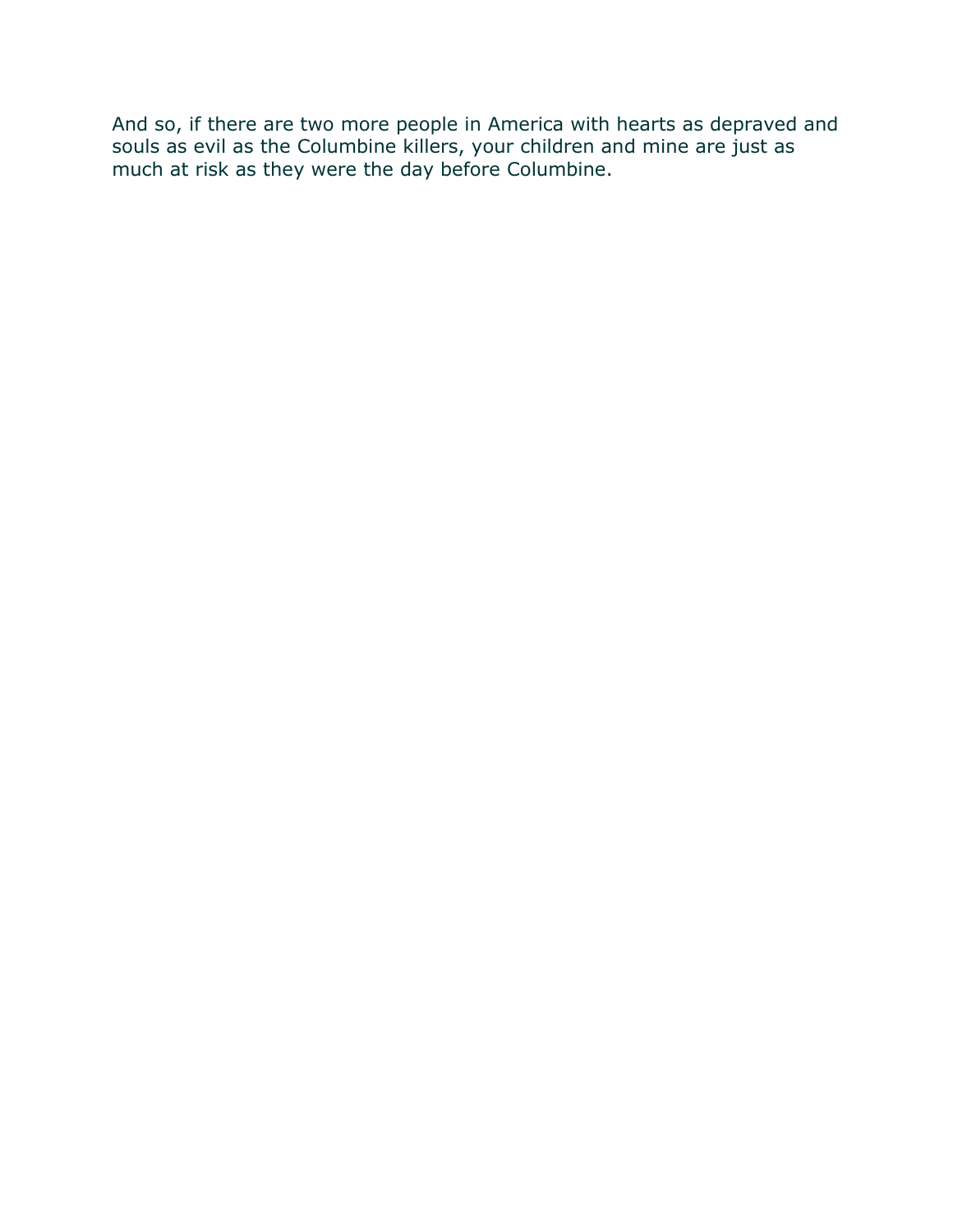And so, if there are two more people in America with hearts as depraved and souls as evil as the Columbine killers, your children and mine are just as much at risk as they were the day before Columbine.